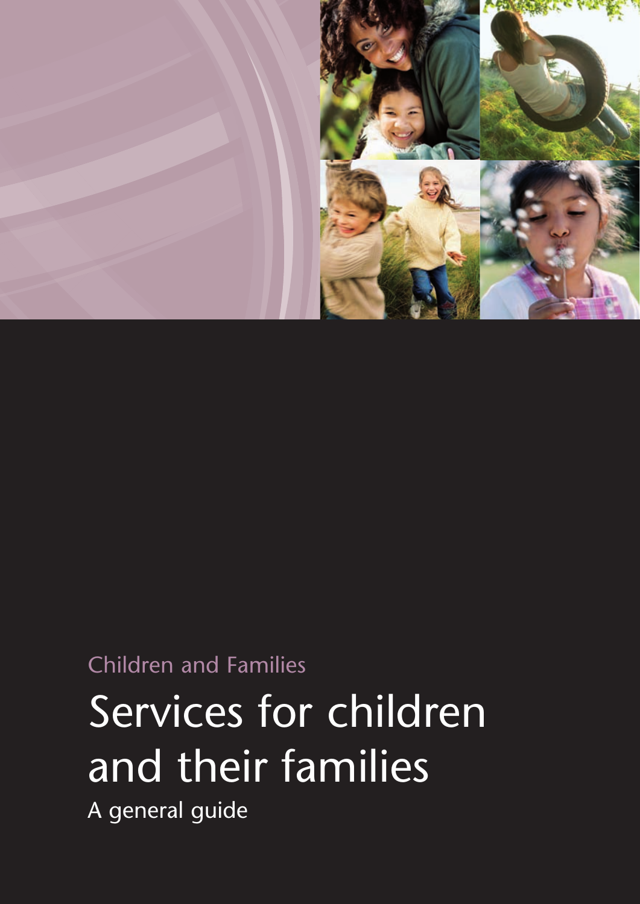Children and Families

# Services for children and their families

A general guide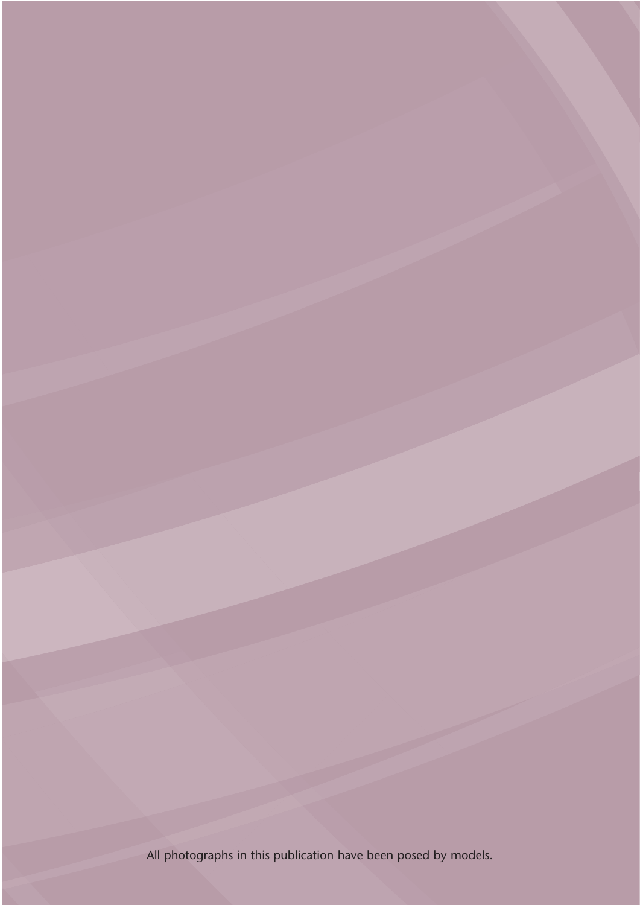All photographs in this publication have been posed by models.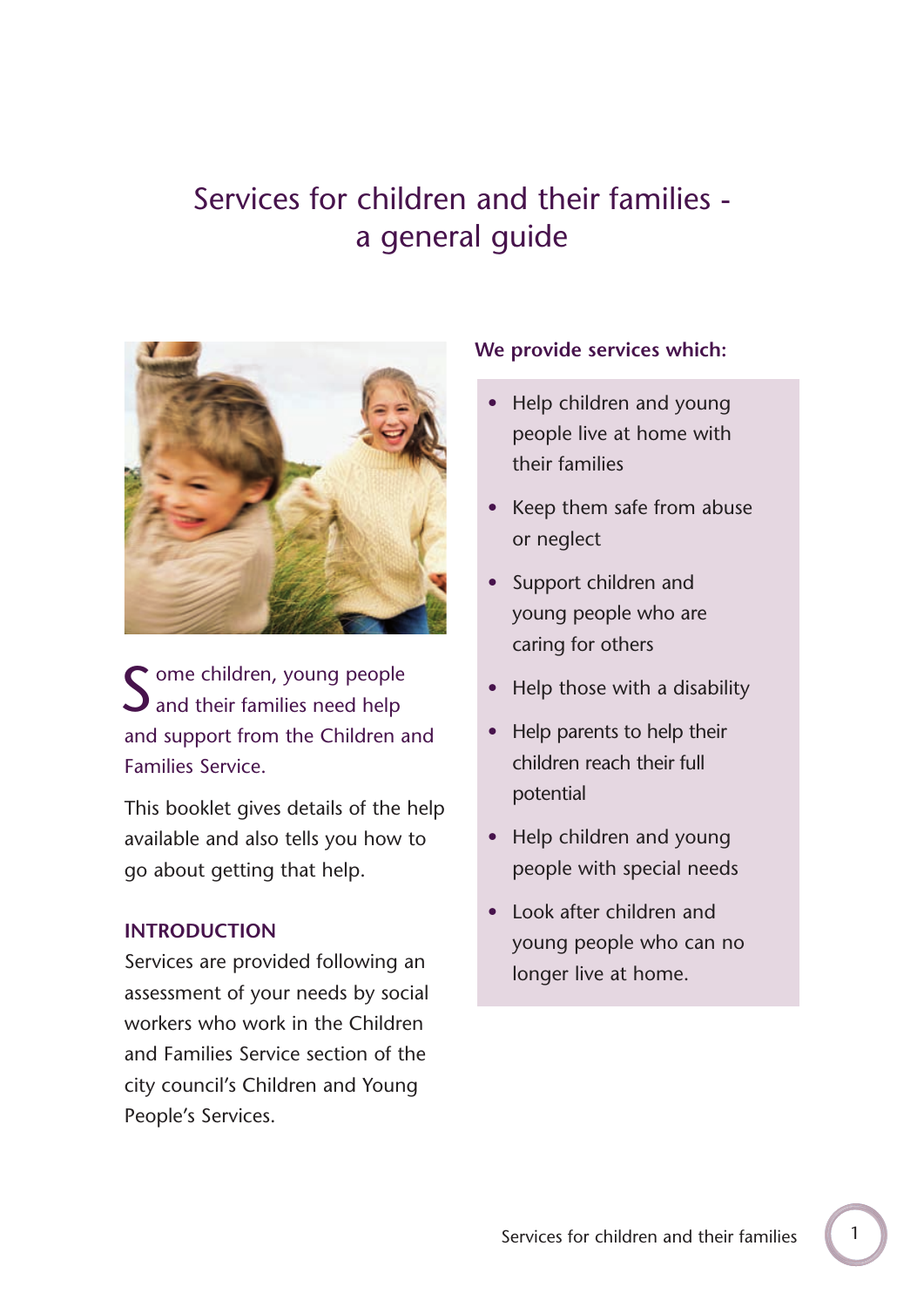# Services for children and their families - a general guide

Some children, young people and their families need help and support from the Children and Families Service.

This booklet gives details of the help available and also tells you how to go about getting that help.

## INTRODUCTION

Services are provided following an assessment of your needs by social workers who work in the Children and Families Service section of the city council's Children and Young People's Services.

**We provide services which:**

- Help children and young people live at home with their families
- Keep them safe from abuse or neglect
- Support children and young people who are caring for others
- Help those with a disability
- Help parents to help their children reach their full potential
- Help children and young people with special needs
- Look after children and young people who can no longer live at home.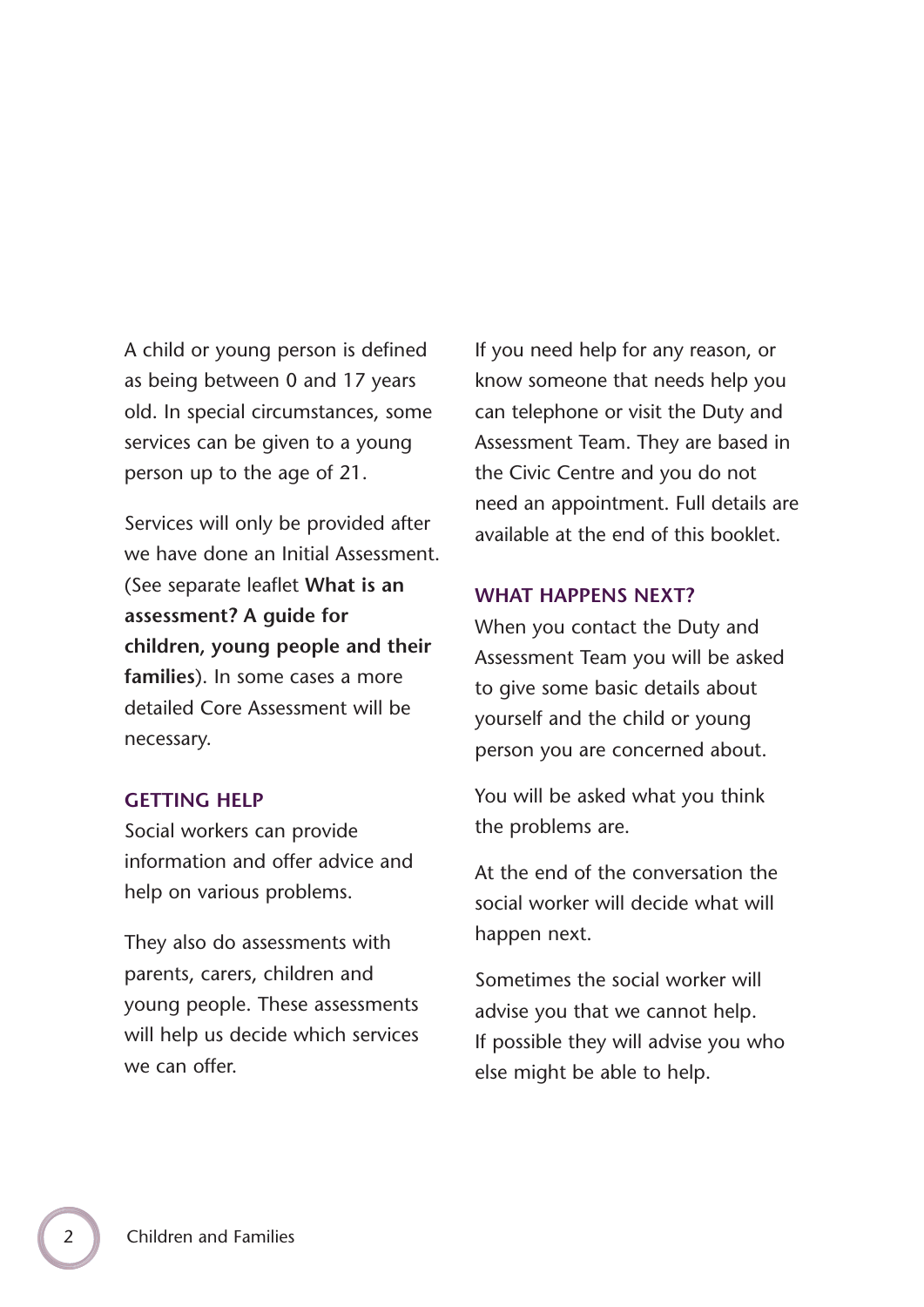A child or young person is defined as being between 0 and 17 years old. In special circumstances, some services can be given to a young person up to the age of 21.

Services will only be provided after we have done an Initial Assessment. (See separate leaflet **What is an assessment? A guide for children, young people and their families**). In some cases a more detailed Core Assessment will be necessary.

## GETTING HELP

Social workers can provide information and offer advice and help on various problems.

They also do assessments with parents, carers, children and young people. These assessments will help us decide which services we can offer.

If you need help for any reason, or know someone that needs help you can telephone or visit the Duty and Assessment Team. They are based in the Civic Centre and you do not need an appointment. Full details are available at the end of this booklet.

## WHAT HAPPENS NEXT?

When you contact the Duty and Assessment Team you will be asked to give some basic details about yourself and the child or young person you are concerned about.

You will be asked what you think the problems are.

At the end of the conversation the social worker will decide what will happen next.

Sometimes the social worker will advise you that we cannot help. If possible they will advise you who else might be able to help.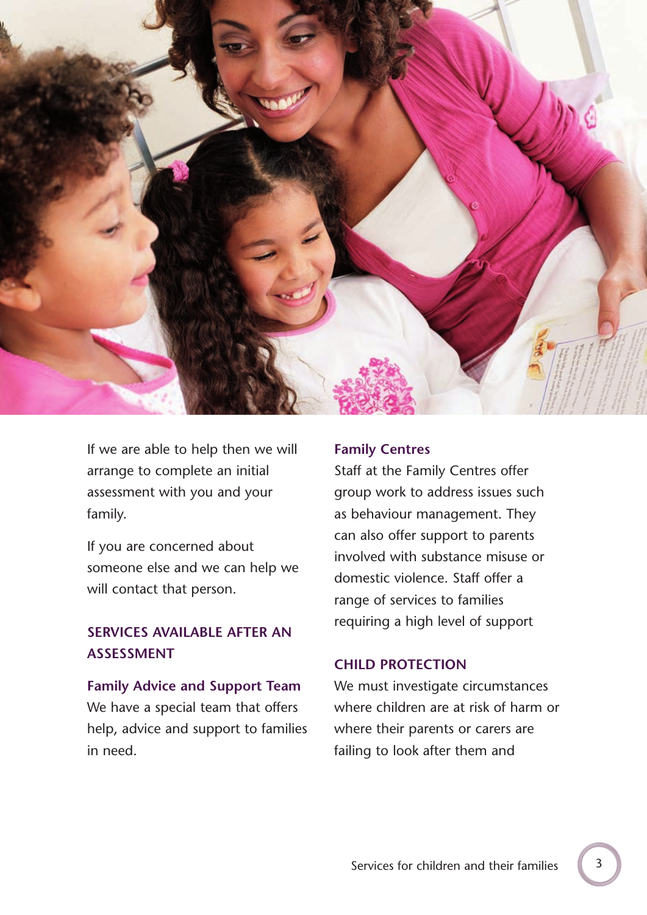If we are able to help then we will arrange to complete an initial assessment with you and your family.

If you are concerned about someone else and we can help we will contact that person.

## SERVICES AVAILABLE AFTER AN ASSESSMENT

### Family Advice and Support Team

We have a special team that offers help, advice and support to families in need.

### Family Centres

Staff at the Family Centres offer group work to address issues such as behaviour management. They can also offer support to parents involved with substance misuse or domestic violence. Staff offer a range of services to families requiring a high level of support

## CHILD PROTECTION

We must investigate circumstances where children are at risk of harm or where their parents or carers are failing to look after them and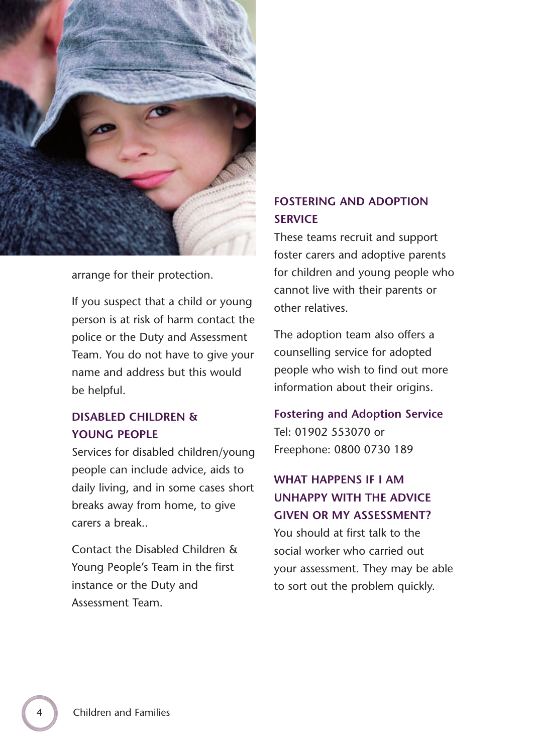arrange for their protection.

If you suspect that a child or young person is at risk of harm contact the police or the Duty and Assessment Team. You do not have to give your name and address but this would be helpful.

## DISABLED CHILDREN & YOUNG PEOPLE

Services for disabled children/young people can include advice, aids to daily living, and in some cases short breaks away from home, to give carers a break..

Contact the Disabled Children & Young People's Team in the first instance or the Duty and Assessment Team.

## FOSTERING AND ADOPTION SERVICE

These teams recruit and support foster carers and adoptive parents for children and young people who cannot live with their parents or other relatives.

The adoption team also offers a counselling service for adopted people who wish to find out more information about their origins.

**Fostering and Adoption Service**
Tel: 01902 553070 or
Freephone: 0800 0730 189

## WHAT HAPPENS IF I AM UNHAPPY WITH THE ADVICE GIVEN OR MY ASSESSMENT?

You should at first talk to the social worker who carried out your assessment. They may be able to sort out the problem quickly.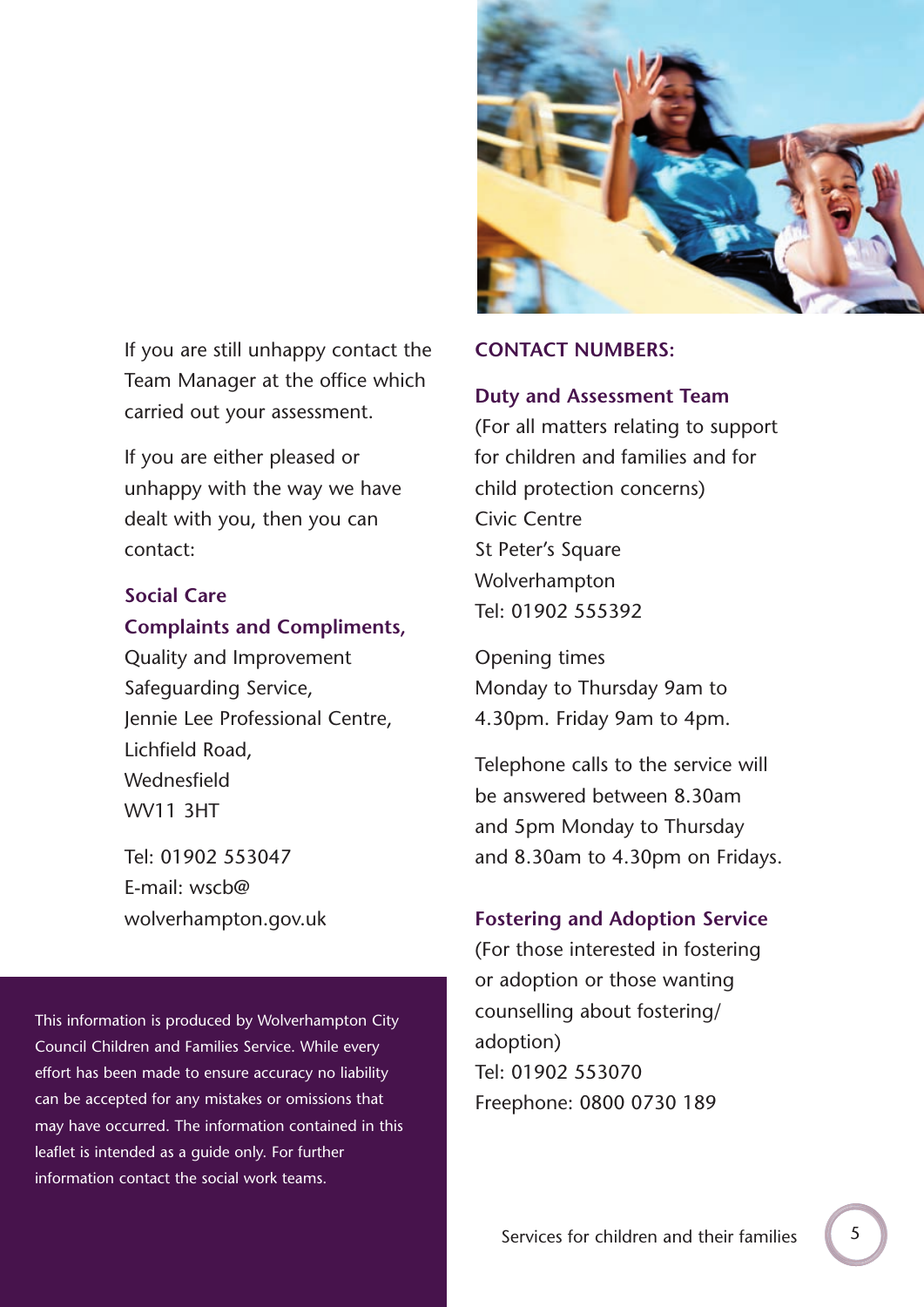If you are still unhappy contact the Team Manager at the office which carried out your assessment.

If you are either pleased or unhappy with the way we have dealt with you, then you can contact:

**Social Care Complaints and Compliments,**
Quality and Improvement Safeguarding Service,
Jennie Lee Professional Centre,
Lichfield Road,
Wednesfield
WV11 3HT

Tel: 01902 553047
E-mail: wscb@wolverhampton.gov.uk

This information is produced by Wolverhampton City Council Children and Families Service. While every effort has been made to ensure accuracy no liability can be accepted for any mistakes or omissions that may have occurred. The information contained in this leaflet is intended as a guide only. For further information contact the social work teams.

## CONTACT NUMBERS:

**Duty and Assessment Team**
(For all matters relating to support for children and families and for child protection concerns)
Civic Centre
St Peter's Square
Wolverhampton
Tel: 01902 555392

Opening times
Monday to Thursday 9am to 4.30pm. Friday 9am to 4pm.

Telephone calls to the service will be answered between 8.30am and 5pm Monday to Thursday and 8.30am to 4.30pm on Fridays.

**Fostering and Adoption Service**
(For those interested in fostering or adoption or those wanting counselling about fostering/adoption)
Tel: 01902 553070
Freephone: 0800 0730 189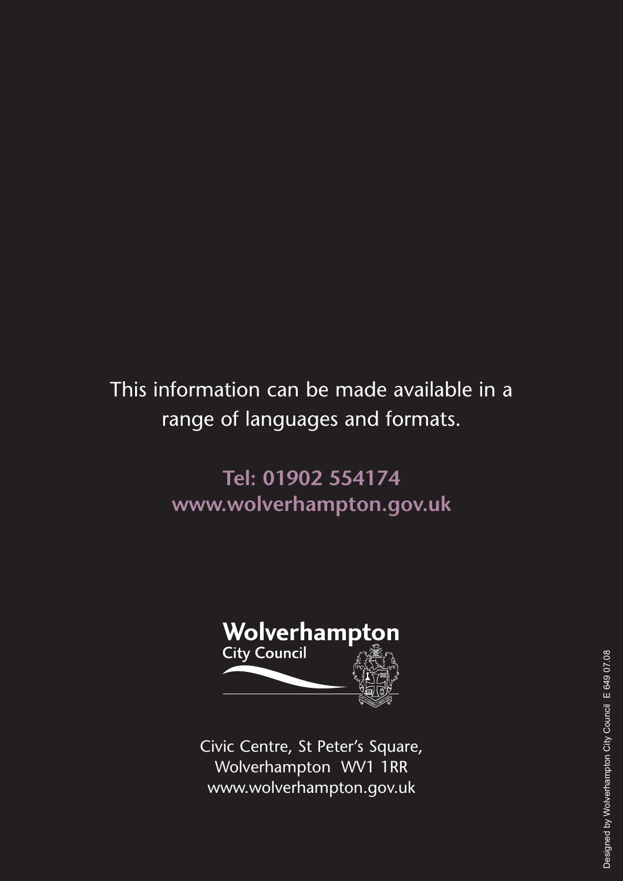This information can be made available in a range of languages and formats.

**Tel: 01902 554174**
**www.wolverhampton.gov.uk**

Wolverhampton
City Council

Civic Centre, St Peter's Square,
Wolverhampton WV1 1RR
www.wolverhampton.gov.uk

Designed by Wolverhampton City Council E 649 07.08